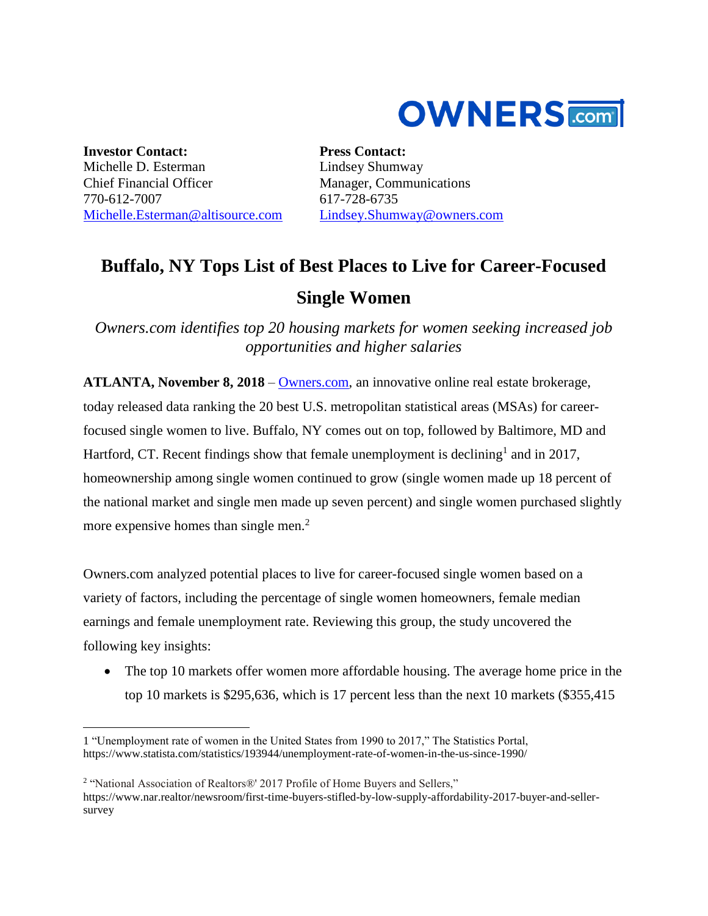OWNERS.com

**Investor Contact:**
Michelle D. Esterman
Chief Financial Officer
770-612-7007
Michelle.Esterman@altisource.com

**Press Contact:**
Lindsey Shumway
Manager, Communications
617-728-6735
Lindsey.Shumway@owners.com

# Buffalo, NY Tops List of Best Places to Live for Career-Focused Single Women

*Owners.com identifies top 20 housing markets for women seeking increased job opportunities and higher salaries*

**ATLANTA, November 8, 2018** – Owners.com, an innovative online real estate brokerage, today released data ranking the 20 best U.S. metropolitan statistical areas (MSAs) for career-focused single women to live. Buffalo, NY comes out on top, followed by Baltimore, MD and Hartford, CT. Recent findings show that female unemployment is declining[1] and in 2017, homeownership among single women continued to grow (single women made up 18 percent of the national market and single men made up seven percent) and single women purchased slightly more expensive homes than single men.[2]

Owners.com analyzed potential places to live for career-focused single women based on a variety of factors, including the percentage of single women homeowners, female median earnings and female unemployment rate. Reviewing this group, the study uncovered the following key insights:

- The top 10 markets offer women more affordable housing. The average home price in the top 10 markets is $295,636, which is 17 percent less than the next 10 markets ($355,415

---

1 "Unemployment rate of women in the United States from 1990 to 2017," The Statistics Portal, https://www.statista.com/statistics/193944/unemployment-rate-of-women-in-the-us-since-1990/

2 "National Association of Realtors®' 2017 Profile of Home Buyers and Sellers," https://www.nar.realtor/newsroom/first-time-buyers-stifled-by-low-supply-affordability-2017-buyer-and-seller-survey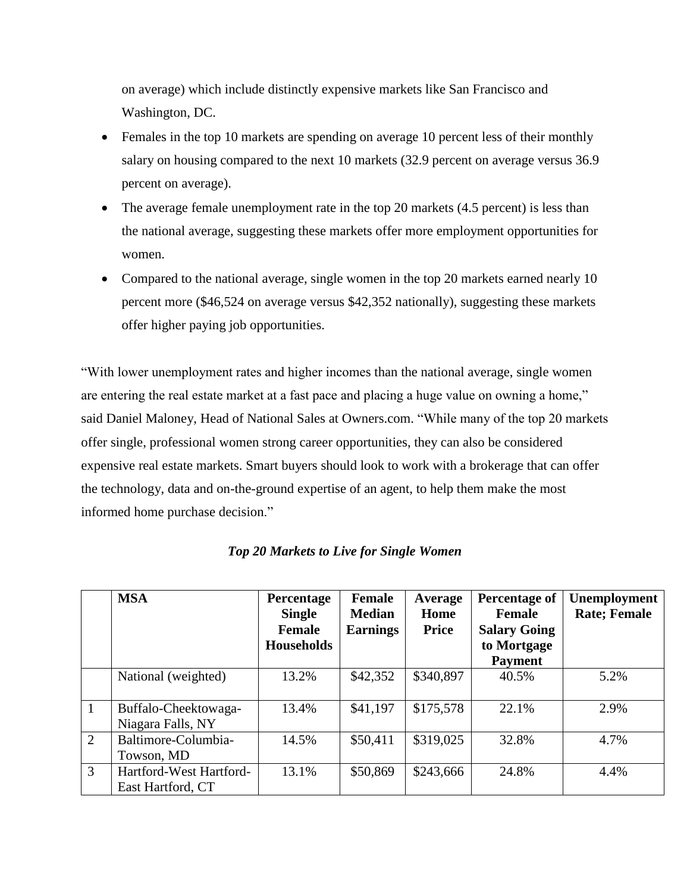on average) which include distinctly expensive markets like San Francisco and Washington, DC.

- Females in the top 10 markets are spending on average 10 percent less of their monthly salary on housing compared to the next 10 markets (32.9 percent on average versus 36.9 percent on average).
- The average female unemployment rate in the top 20 markets (4.5 percent) is less than the national average, suggesting these markets offer more employment opportunities for women.
- Compared to the national average, single women in the top 20 markets earned nearly 10 percent more ($46,524 on average versus $42,352 nationally), suggesting these markets offer higher paying job opportunities.

"With lower unemployment rates and higher incomes than the national average, single women are entering the real estate market at a fast pace and placing a huge value on owning a home," said Daniel Maloney, Head of National Sales at Owners.com. "While many of the top 20 markets offer single, professional women strong career opportunities, they can also be considered expensive real estate markets. Smart buyers should look to work with a brokerage that can offer the technology, data and on-the-ground expertise of an agent, to help them make the most informed home purchase decision."

***Top 20 Markets to Live for Single Women***

| | **MSA** | **Percentage Single Female Households** | **Female Median Earnings** | **Average Home Price** | **Percentage of Female Salary Going to Mortgage Payment** | **Unemployment Rate; Female** |
|---|---|---|---|---|---|---|
| | National (weighted) | 13.2% | $42,352 | $340,897 | 40.5% | 5.2% |
| 1 | Buffalo-Cheektowaga-Niagara Falls, NY | 13.4% | $41,197 | $175,578 | 22.1% | 2.9% |
| 2 | Baltimore-Columbia-Towson, MD | 14.5% | $50,411 | $319,025 | 32.8% | 4.7% |
| 3 | Hartford-West Hartford-East Hartford, CT | 13.1% | $50,869 | $243,666 | 24.8% | 4.4% |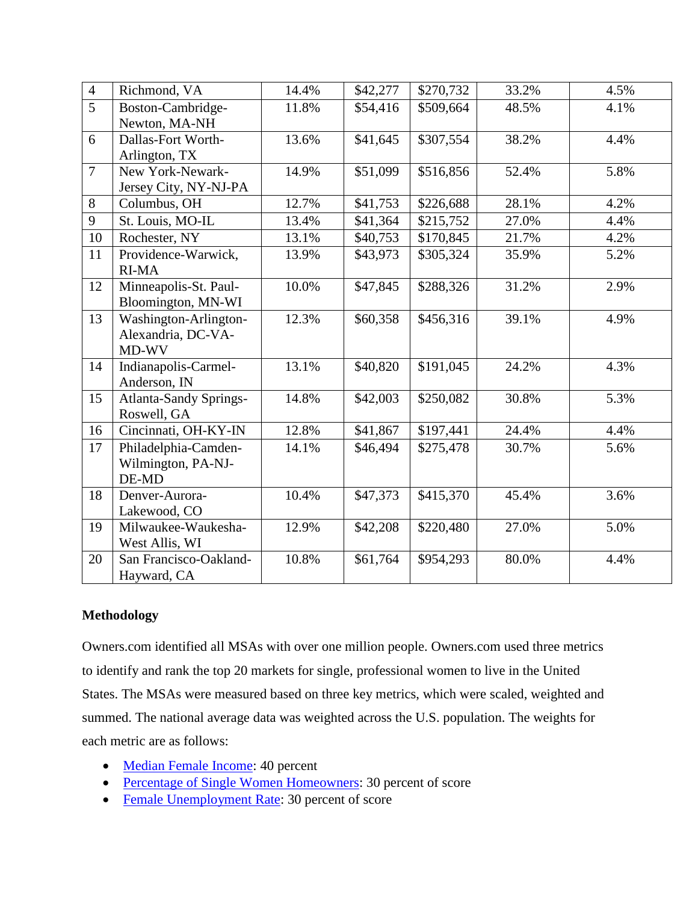| | | | | | | |
|---|---|---|---|---|---|---|
| 4 | Richmond, VA | 14.4% | $42,277 | $270,732 | 33.2% | 4.5% |
| 5 | Boston-Cambridge-Newton, MA-NH | 11.8% | $54,416 | $509,664 | 48.5% | 4.1% |
| 6 | Dallas-Fort Worth-Arlington, TX | 13.6% | $41,645 | $307,554 | 38.2% | 4.4% |
| 7 | New York-Newark-Jersey City, NY-NJ-PA | 14.9% | $51,099 | $516,856 | 52.4% | 5.8% |
| 8 | Columbus, OH | 12.7% | $41,753 | $226,688 | 28.1% | 4.2% |
| 9 | St. Louis, MO-IL | 13.4% | $41,364 | $215,752 | 27.0% | 4.4% |
| 10 | Rochester, NY | 13.1% | $40,753 | $170,845 | 21.7% | 4.2% |
| 11 | Providence-Warwick, RI-MA | 13.9% | $43,973 | $305,324 | 35.9% | 5.2% |
| 12 | Minneapolis-St. Paul-Bloomington, MN-WI | 10.0% | $47,845 | $288,326 | 31.2% | 2.9% |
| 13 | Washington-Arlington-Alexandria, DC-VA-MD-WV | 12.3% | $60,358 | $456,316 | 39.1% | 4.9% |
| 14 | Indianapolis-Carmel-Anderson, IN | 13.1% | $40,820 | $191,045 | 24.2% | 4.3% |
| 15 | Atlanta-Sandy Springs-Roswell, GA | 14.8% | $42,003 | $250,082 | 30.8% | 5.3% |
| 16 | Cincinnati, OH-KY-IN | 12.8% | $41,867 | $197,441 | 24.4% | 4.4% |
| 17 | Philadelphia-Camden-Wilmington, PA-NJ-DE-MD | 14.1% | $46,494 | $275,478 | 30.7% | 5.6% |
| 18 | Denver-Aurora-Lakewood, CO | 10.4% | $47,373 | $415,370 | 45.4% | 3.6% |
| 19 | Milwaukee-Waukesha-West Allis, WI | 12.9% | $42,208 | $220,480 | 27.0% | 5.0% |
| 20 | San Francisco-Oakland-Hayward, CA | 10.8% | $61,764 | $954,293 | 80.0% | 4.4% |

**Methodology**

Owners.com identified all MSAs with over one million people. Owners.com used three metrics to identify and rank the top 20 markets for single, professional women to live in the United States. The MSAs were measured based on three key metrics, which were scaled, weighted and summed. The national average data was weighted across the U.S. population. The weights for each metric are as follows:

- Median Female Income: 40 percent
- Percentage of Single Women Homeowners: 30 percent of score
- Female Unemployment Rate: 30 percent of score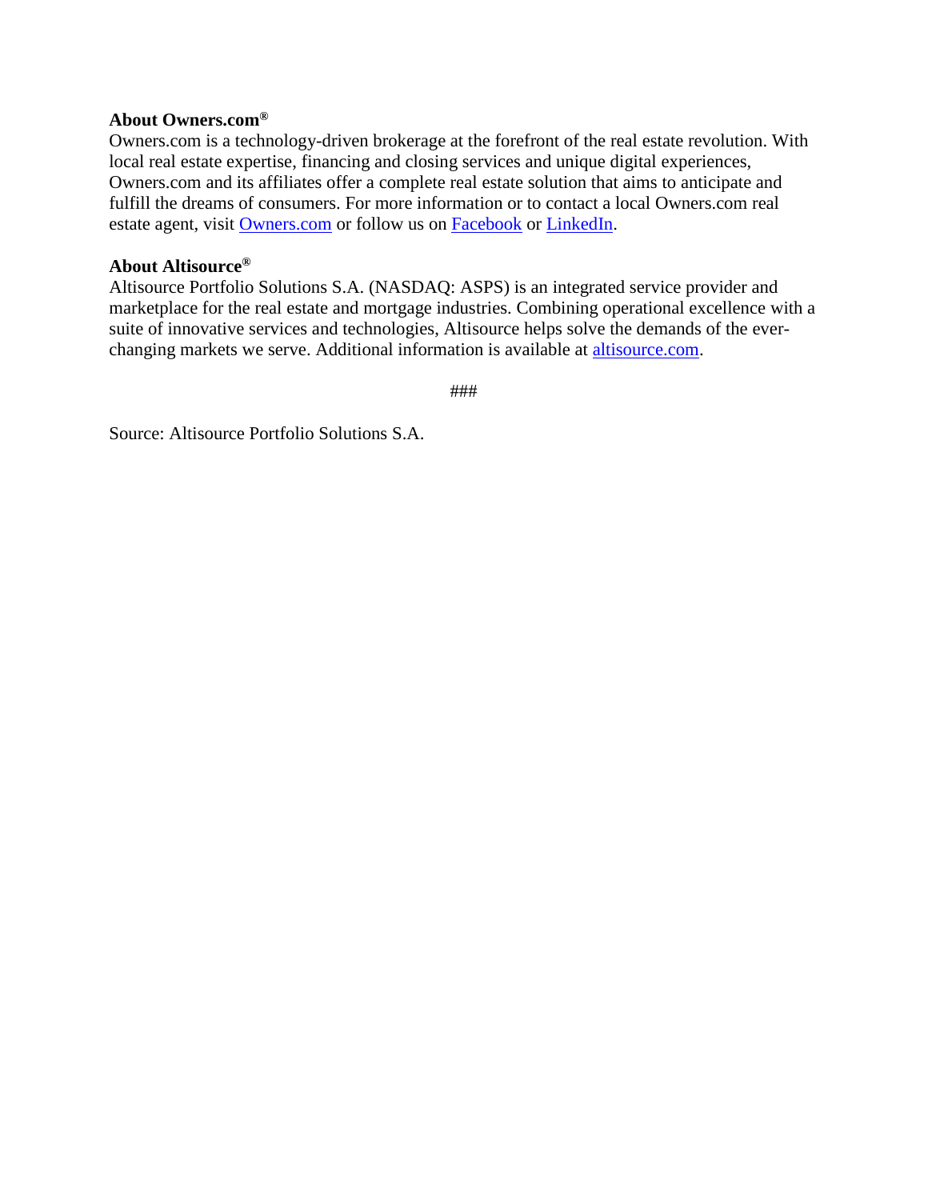**About Owners.com®**

Owners.com is a technology-driven brokerage at the forefront of the real estate revolution. With local real estate expertise, financing and closing services and unique digital experiences, Owners.com and its affiliates offer a complete real estate solution that aims to anticipate and fulfill the dreams of consumers. For more information or to contact a local Owners.com real estate agent, visit Owners.com or follow us on Facebook or LinkedIn.

**About Altisource®**

Altisource Portfolio Solutions S.A. (NASDAQ: ASPS) is an integrated service provider and marketplace for the real estate and mortgage industries. Combining operational excellence with a suite of innovative services and technologies, Altisource helps solve the demands of the ever-changing markets we serve. Additional information is available at altisource.com.

###

Source: Altisource Portfolio Solutions S.A.